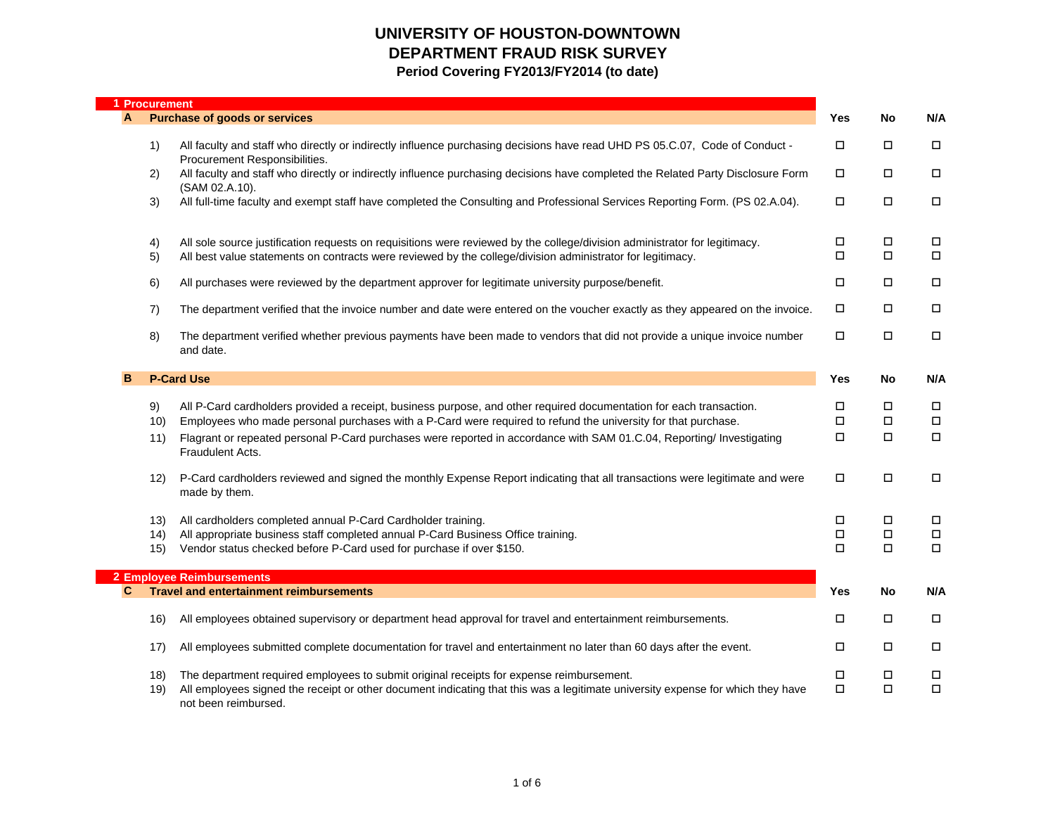# UNIVERSITY OF HOUSTON-DOWNTOWN
# DEPARTMENT FRAUD RISK SURVEY
## Period Covering FY2013/FY2014 (to date)

## 1 Procurement

| A | Purchase of goods or services | Yes | No | N/A |
|---|---|---|---|---|
| 1) | All faculty and staff who directly or indirectly influence purchasing decisions have read UHD PS 05.C.07, Code of Conduct - Procurement Responsibilities. | ☐ | ☐ | ☐ |
| 2) | All faculty and staff who directly or indirectly influence purchasing decisions have completed the Related Party Disclosure Form (SAM 02.A.10). | ☐ | ☐ | ☐ |
| 3) | All full-time faculty and exempt staff have completed the Consulting and Professional Services Reporting Form. (PS 02.A.04). | ☐ | ☐ | ☐ |
| 4) | All sole source justification requests on requisitions were reviewed by the college/division administrator for legitimacy. | ☐ | ☐ | ☐ |
| 5) | All best value statements on contracts were reviewed by the college/division administrator for legitimacy. | ☐ | ☐ | ☐ |
| 6) | All purchases were reviewed by the department approver for legitimate university purpose/benefit. | ☐ | ☐ | ☐ |
| 7) | The department verified that the invoice number and date were entered on the voucher exactly as they appeared on the invoice. | ☐ | ☐ | ☐ |
| 8) | The department verified whether previous payments have been made to vendors that did not provide a unique invoice number and date. | ☐ | ☐ | ☐ |

| B | P-Card Use | Yes | No | N/A |
|---|---|---|---|---|
| 9) | All P-Card cardholders provided a receipt, business purpose, and other required documentation for each transaction. | ☐ | ☐ | ☐ |
| 10) | Employees who made personal purchases with a P-Card were required to refund the university for that purchase. | ☐ | ☐ | ☐ |
| 11) | Flagrant or repeated personal P-Card purchases were reported in accordance with SAM 01.C.04, Reporting/ Investigating Fraudulent Acts. | ☐ | ☐ | ☐ |
| 12) | P-Card cardholders reviewed and signed the monthly Expense Report indicating that all transactions were legitimate and were made by them. | ☐ | ☐ | ☐ |
| 13) | All cardholders completed annual P-Card Cardholder training. | ☐ | ☐ | ☐ |
| 14) | All appropriate business staff completed annual P-Card Business Office training. | ☐ | ☐ | ☐ |
| 15) | Vendor status checked before P-Card used for purchase if over $150. | ☐ | ☐ | ☐ |

## 2 Employee Reimbursements

| C | Travel and entertainment reimbursements | Yes | No | N/A |
|---|---|---|---|---|
| 16) | All employees obtained supervisory or department head approval for travel and entertainment reimbursements. | ☐ | ☐ | ☐ |
| 17) | All employees submitted complete documentation for travel and entertainment no later than 60 days after the event. | ☐ | ☐ | ☐ |
| 18) | The department required employees to submit original receipts for expense reimbursement. | ☐ | ☐ | ☐ |
| 19) | All employees signed the receipt or other document indicating that this was a legitimate university expense for which they have not been reimbursed. | ☐ | ☐ | ☐ |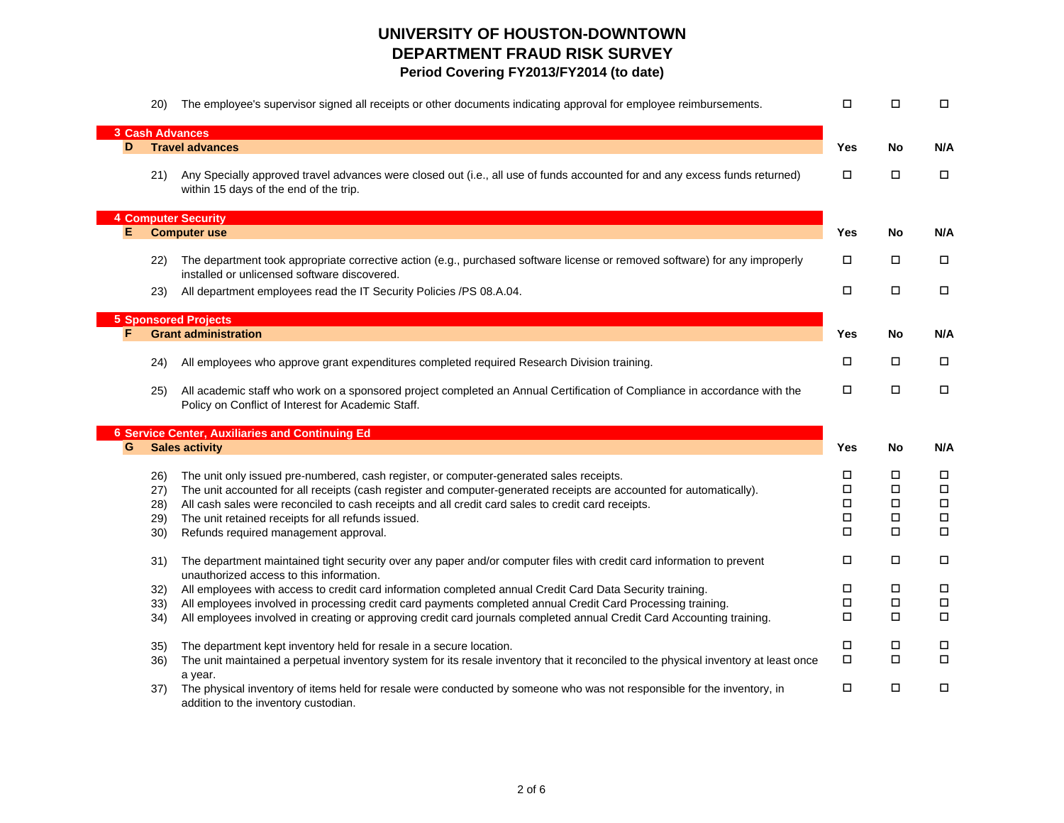# UNIVERSITY OF HOUSTON-DOWNTOWN
## DEPARTMENT FRAUD RISK SURVEY
### Period Covering FY2013/FY2014 (to date)

| | | Yes | No | N/A |
|---|---|---|---|---|
| 20) | The employee's supervisor signed all receipts or other documents indicating approval for employee reimbursements. | ☐ | ☐ | ☐ |

## 3 Cash Advances

| D | Travel advances | Yes | No | N/A |
|---|---|---|---|---|
| 21) | Any Specially approved travel advances were closed out (i.e., all use of funds accounted for and any excess funds returned) within 15 days of the end of the trip. | ☐ | ☐ | ☐ |

## 4 Computer Security

| E | Computer use | Yes | No | N/A |
|---|---|---|---|---|
| 22) | The department took appropriate corrective action (e.g., purchased software license or removed software) for any improperly installed or unlicensed software discovered. | ☐ | ☐ | ☐ |
| 23) | All department employees read the IT Security Policies /PS 08.A.04. | ☐ | ☐ | ☐ |

## 5 Sponsored Projects

| F | Grant administration | Yes | No | N/A |
|---|---|---|---|---|
| 24) | All employees who approve grant expenditures completed required Research Division training. | ☐ | ☐ | ☐ |
| 25) | All academic staff who work on a sponsored project completed an Annual Certification of Compliance in accordance with the Policy on Conflict of Interest for Academic Staff. | ☐ | ☐ | ☐ |

## 6 Service Center, Auxiliaries and Continuing Ed

| G | Sales activity | Yes | No | N/A |
|---|---|---|---|---|
| 26) | The unit only issued pre-numbered, cash register, or computer-generated sales receipts. | ☐ | ☐ | ☐ |
| 27) | The unit accounted for all receipts (cash register and computer-generated receipts are accounted for automatically). | ☐ | ☐ | ☐ |
| 28) | All cash sales were reconciled to cash receipts and all credit card sales to credit card receipts. | ☐ | ☐ | ☐ |
| 29) | The unit retained receipts for all refunds issued. | ☐ | ☐ | ☐ |
| 30) | Refunds required management approval. | ☐ | ☐ | ☐ |
| 31) | The department maintained tight security over any paper and/or computer files with credit card information to prevent unauthorized access to this information. | ☐ | ☐ | ☐ |
| 32) | All employees with access to credit card information completed annual Credit Card Data Security training. | ☐ | ☐ | ☐ |
| 33) | All employees involved in processing credit card payments completed annual Credit Card Processing training. | ☐ | ☐ | ☐ |
| 34) | All employees involved in creating or approving credit card journals completed annual Credit Card Accounting training. | ☐ | ☐ | ☐ |
| 35) | The department kept inventory held for resale in a secure location. | ☐ | ☐ | ☐ |
| 36) | The unit maintained a perpetual inventory system for its resale inventory that it reconciled to the physical inventory at least once a year. | ☐ | ☐ | ☐ |
| 37) | The physical inventory of items held for resale were conducted by someone who was not responsible for the inventory, in addition to the inventory custodian. | ☐ | ☐ | ☐ |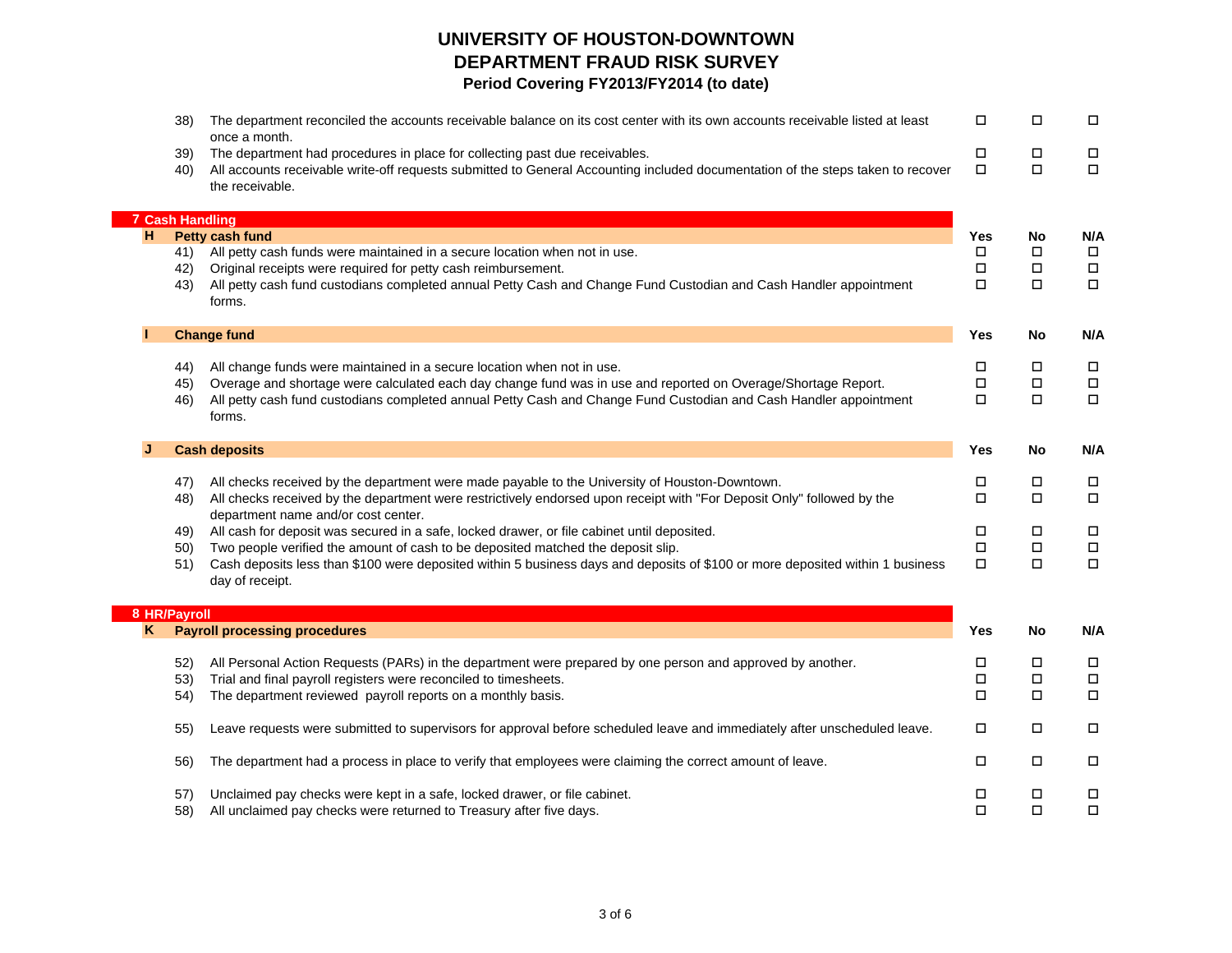# UNIVERSITY OF HOUSTON-DOWNTOWN
# DEPARTMENT FRAUD RISK SURVEY
### Period Covering FY2013/FY2014 (to date)

| | | Yes | No | N/A |
|---|---|---|---|---|
| 38) | The department reconciled the accounts receivable balance on its cost center with its own accounts receivable listed at least once a month. | ☐ | ☐ | ☐ |
| 39) | The department had procedures in place for collecting past due receivables. | ☐ | ☐ | ☐ |
| 40) | All accounts receivable write-off requests submitted to General Accounting included documentation of the steps taken to recover the receivable. | ☐ | ☐ | ☐ |

## 7 Cash Handling

### H Petty cash fund

| | | Yes | No | N/A |
|---|---|---|---|---|
| 41) | All petty cash funds were maintained in a secure location when not in use. | ☐ | ☐ | ☐ |
| 42) | Original receipts were required for petty cash reimbursement. | ☐ | ☐ | ☐ |
| 43) | All petty cash fund custodians completed annual Petty Cash and Change Fund Custodian and Cash Handler appointment forms. | ☐ | ☐ | ☐ |

### I Change fund

| | | Yes | No | N/A |
|---|---|---|---|---|
| 44) | All change funds were maintained in a secure location when not in use. | ☐ | ☐ | ☐ |
| 45) | Overage and shortage were calculated each day change fund was in use and reported on Overage/Shortage Report. | ☐ | ☐ | ☐ |
| 46) | All petty cash fund custodians completed annual Petty Cash and Change Fund Custodian and Cash Handler appointment forms. | ☐ | ☐ | ☐ |

### J Cash deposits

| | | Yes | No | N/A |
|---|---|---|---|---|
| 47) | All checks received by the department were made payable to the University of Houston-Downtown. | ☐ | ☐ | ☐ |
| 48) | All checks received by the department were restrictively endorsed upon receipt with "For Deposit Only" followed by the department name and/or cost center. | ☐ | ☐ | ☐ |
| 49) | All cash for deposit was secured in a safe, locked drawer, or file cabinet until deposited. | ☐ | ☐ | ☐ |
| 50) | Two people verified the amount of cash to be deposited matched the deposit slip. | ☐ | ☐ | ☐ |
| 51) | Cash deposits less than $100 were deposited within 5 business days and deposits of $100 or more deposited within 1 business day of receipt. | ☐ | ☐ | ☐ |

## 8 HR/Payroll

### K Payroll processing procedures

| | | Yes | No | N/A |
|---|---|---|---|---|
| 52) | All Personal Action Requests (PARs) in the department were prepared by one person and approved by another. | ☐ | ☐ | ☐ |
| 53) | Trial and final payroll registers were reconciled to timesheets. | ☐ | ☐ | ☐ |
| 54) | The department reviewed payroll reports on a monthly basis. | ☐ | ☐ | ☐ |
| 55) | Leave requests were submitted to supervisors for approval before scheduled leave and immediately after unscheduled leave. | ☐ | ☐ | ☐ |
| 56) | The department had a process in place to verify that employees were claiming the correct amount of leave. | ☐ | ☐ | ☐ |
| 57) | Unclaimed pay checks were kept in a safe, locked drawer, or file cabinet. | ☐ | ☐ | ☐ |
| 58) | All unclaimed pay checks were returned to Treasury after five days. | ☐ | ☐ | ☐ |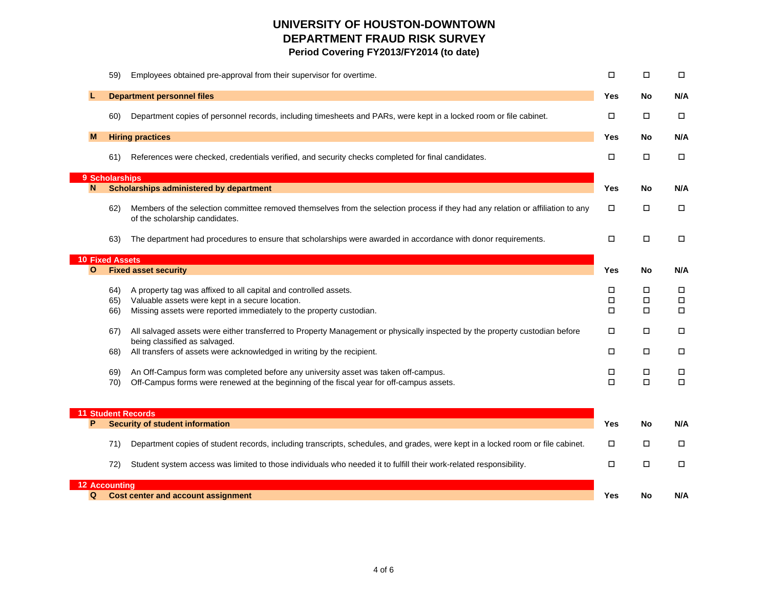# UNIVERSITY OF HOUSTON-DOWNTOWN
# DEPARTMENT FRAUD RISK SURVEY
### Period Covering FY2013/FY2014 (to date)

| | | Yes | No | N/A |
|---|---|---|---|---|
| 59) | Employees obtained pre-approval from their supervisor for overtime. | ☐ | ☐ | ☐ |
| **L** | **Department personnel files** | **Yes** | **No** | **N/A** |
| 60) | Department copies of personnel records, including timesheets and PARs, were kept in a locked room or file cabinet. | ☐ | ☐ | ☐ |
| **M** | **Hiring practices** | **Yes** | **No** | **N/A** |
| 61) | References were checked, credentials verified, and security checks completed for final candidates. | ☐ | ☐ | ☐ |

## 9 Scholarships

| | | Yes | No | N/A |
|---|---|---|---|---|
| **N** | **Scholarships administered by department** | **Yes** | **No** | **N/A** |
| 62) | Members of the selection committee removed themselves from the selection process if they had any relation or affiliation to any of the scholarship candidates. | ☐ | ☐ | ☐ |
| 63) | The department had procedures to ensure that scholarships were awarded in accordance with donor requirements. | ☐ | ☐ | ☐ |

## 10 Fixed Assets

| | | Yes | No | N/A |
|---|---|---|---|---|
| **O** | **Fixed asset security** | **Yes** | **No** | **N/A** |
| 64) | A property tag was affixed to all capital and controlled assets. | ☐ | ☐ | ☐ |
| 65) | Valuable assets were kept in a secure location. | ☐ | ☐ | ☐ |
| 66) | Missing assets were reported immediately to the property custodian. | ☐ | ☐ | ☐ |
| 67) | All salvaged assets were either transferred to Property Management or physically inspected by the property custodian before being classified as salvaged. | ☐ | ☐ | ☐ |
| 68) | All transfers of assets were acknowledged in writing by the recipient. | ☐ | ☐ | ☐ |
| 69) | An Off-Campus form was completed before any university asset was taken off-campus. | ☐ | ☐ | ☐ |
| 70) | Off-Campus forms were renewed at the beginning of the fiscal year for off-campus assets. | ☐ | ☐ | ☐ |

## 11 Student Records

| | | Yes | No | N/A |
|---|---|---|---|---|
| **P** | **Security of student information** | **Yes** | **No** | **N/A** |
| 71) | Department copies of student records, including transcripts, schedules, and grades, were kept in a locked room or file cabinet. | ☐ | ☐ | ☐ |
| 72) | Student system access was limited to those individuals who needed it to fulfill their work-related responsibility. | ☐ | ☐ | ☐ |

## 12 Accounting

| | | Yes | No | N/A |
|---|---|---|---|---|
| **Q** | **Cost center and account assignment** | **Yes** | **No** | **N/A** |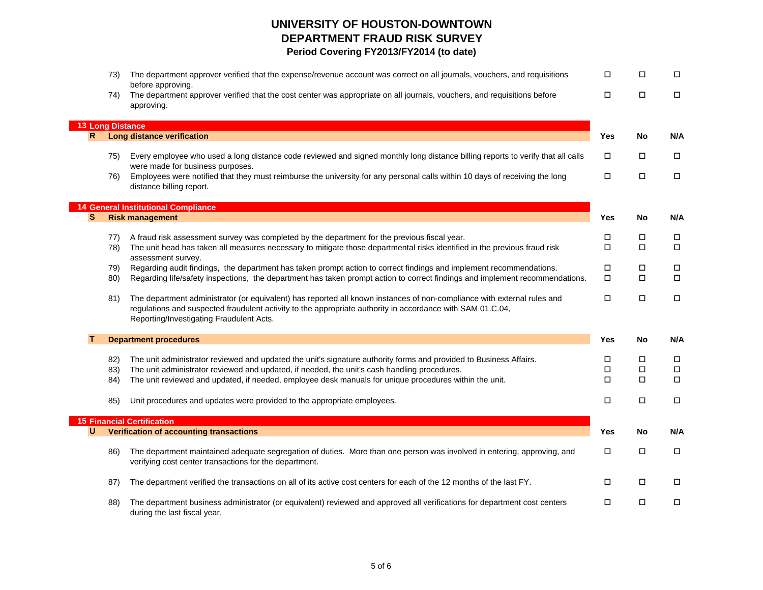# UNIVERSITY OF HOUSTON-DOWNTOWN
# DEPARTMENT FRAUD RISK SURVEY
## Period Covering FY2013/FY2014 (to date)

| | | Yes | No | N/A |
|---|---|---|---|---|
| 73) | The department approver verified that the expense/revenue account was correct on all journals, vouchers, and requisitions before approving. | ☐ | ☐ | ☐ |
| 74) | The department approver verified that the cost center was appropriate on all journals, vouchers, and requisitions before approving. | ☐ | ☐ | ☐ |

## 13 Long Distance

| R | Long distance verification | Yes | No | N/A |
|---|---|---|---|---|
| 75) | Every employee who used a long distance code reviewed and signed monthly long distance billing reports to verify that all calls were made for business purposes. | ☐ | ☐ | ☐ |
| 76) | Employees were notified that they must reimburse the university for any personal calls within 10 days of receiving the long distance billing report. | ☐ | ☐ | ☐ |

## 14 General Institutional Compliance

| S | Risk management | Yes | No | N/A |
|---|---|---|---|---|
| 77) | A fraud risk assessment survey was completed by the department for the previous fiscal year. | ☐ | ☐ | ☐ |
| 78) | The unit head has taken all measures necessary to mitigate those departmental risks identified in the previous fraud risk assessment survey. | ☐ | ☐ | ☐ |
| 79) | Regarding audit findings, the department has taken prompt action to correct findings and implement recommendations. | ☐ | ☐ | ☐ |
| 80) | Regarding life/safety inspections, the department has taken prompt action to correct findings and implement recommendations. | ☐ | ☐ | ☐ |
| 81) | The department administrator (or equivalent) has reported all known instances of non-compliance with external rules and regulations and suspected fraudulent activity to the appropriate authority in accordance with SAM 01.C.04, Reporting/Investigating Fraudulent Acts. | ☐ | ☐ | ☐ |

| T | Department procedures | Yes | No | N/A |
|---|---|---|---|---|
| 82) | The unit administrator reviewed and updated the unit's signature authority forms and provided to Business Affairs. | ☐ | ☐ | ☐ |
| 83) | The unit administrator reviewed and updated, if needed, the unit's cash handling procedures. | ☐ | ☐ | ☐ |
| 84) | The unit reviewed and updated, if needed, employee desk manuals for unique procedures within the unit. | ☐ | ☐ | ☐ |
| 85) | Unit procedures and updates were provided to the appropriate employees. | ☐ | ☐ | ☐ |

## 15 Financial Certification

| U | Verification of accounting transactions | Yes | No | N/A |
|---|---|---|---|---|
| 86) | The department maintained adequate segregation of duties. More than one person was involved in entering, approving, and verifying cost center transactions for the department. | ☐ | ☐ | ☐ |
| 87) | The department verified the transactions on all of its active cost centers for each of the 12 months of the last FY. | ☐ | ☐ | ☐ |
| 88) | The department business administrator (or equivalent) reviewed and approved all verifications for department cost centers during the last fiscal year. | ☐ | ☐ | ☐ |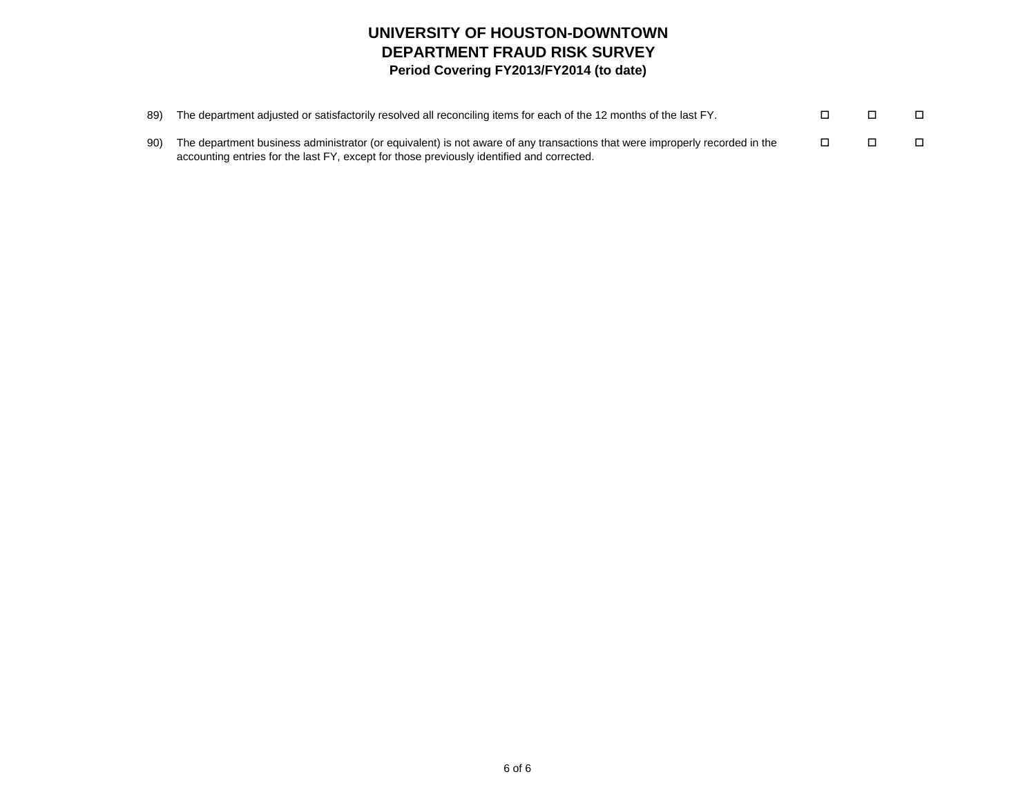# UNIVERSITY OF HOUSTON-DOWNTOWN
## DEPARTMENT FRAUD RISK SURVEY
### Period Covering FY2013/FY2014 (to date)

| | | | | |
|---|---|---|---|---|
| 89) | The department adjusted or satisfactorily resolved all reconciling items for each of the 12 months of the last FY. | ☐ | ☐ | ☐ |
| 90) | The department business administrator (or equivalent) is not aware of any transactions that were improperly recorded in the accounting entries for the last FY, except for those previously identified and corrected. | ☐ | ☐ | ☐ |